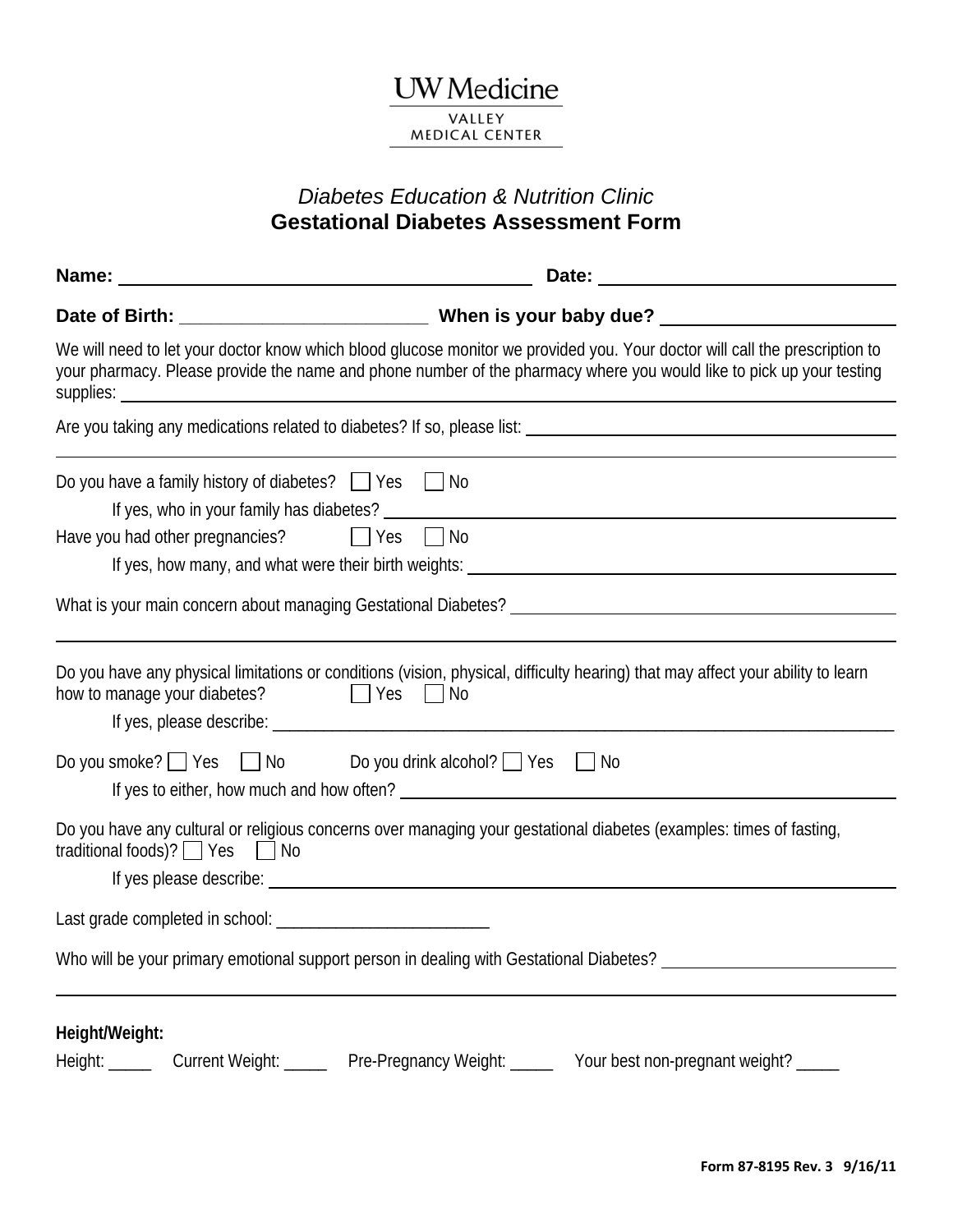UW Medicine

VALLEY MEDICAL CENTER

*Diabetes Education & Nutrition Clinic*

# Gestational Diabetes Assessment Form

**Name:** ______________________________ **Date:** ______________________

**Date of Birth:** ________________________ **When is your baby due?** ______________________

We will need to let your doctor know which blood glucose monitor we provided you. Your doctor will call the prescription to your pharmacy. Please provide the name and phone number of the pharmacy where you would like to pick up your testing supplies: ______________________________

Are you taking any medications related to diabetes? If so, please list: ______________________________

______________________________

Do you have a family history of diabetes? ☐ Yes ☐ No

If yes, who in your family has diabetes? ______________________________

Have you had other pregnancies? ☐ Yes ☐ No

If yes, how many, and what were their birth weights: ______________________________

What is your main concern about managing Gestational Diabetes? ______________________________

______________________________

Do you have any physical limitations or conditions (vision, physical, difficulty hearing) that may affect your ability to learn how to manage your diabetes? ☐ Yes ☐ No

If yes, please describe: ______________________________

Do you smoke? ☐ Yes ☐ No Do you drink alcohol? ☐ Yes ☐ No

If yes to either, how much and how often? ______________________________

Do you have any cultural or religious concerns over managing your gestational diabetes (examples: times of fasting, traditional foods)? ☐ Yes ☐ No

If yes please describe: ______________________________

Last grade completed in school: ________________________

Who will be your primary emotional support person in dealing with Gestational Diabetes? ______________________________

______________________________

**Height/Weight:**

Height: _____ Current Weight: _____ Pre-Pregnancy Weight: _____ Your best non-pregnant weight? _____

Form 87-8195 Rev. 3 9/16/11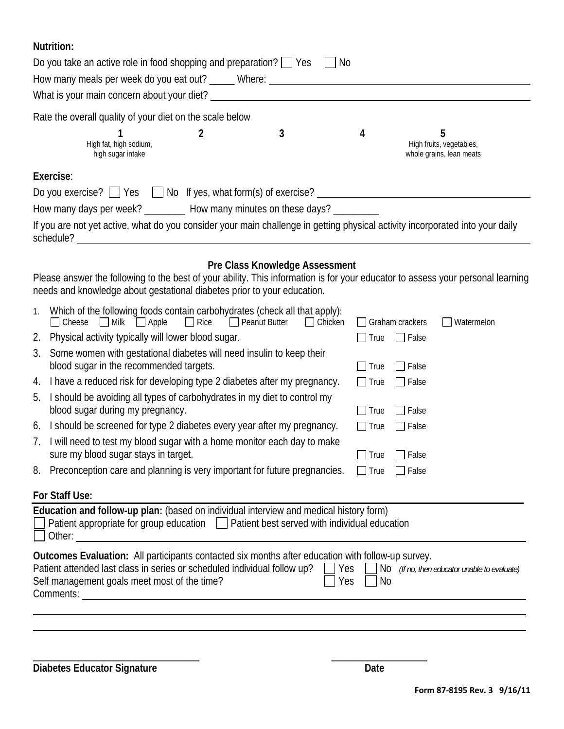**Nutrition:**

Do you take an active role in food shopping and preparation? ☐ Yes ☐ No

How many meals per week do you eat out? _____ Where: ____________________

What is your main concern about your diet? ____________________

Rate the overall quality of your diet on the scale below

| 1 | 2 | 3 | 4 | 5 |
|---|---|---|---|---|
| High fat, high sodium, high sugar intake | | | | High fruits, vegetables, whole grains, lean meats |

**Exercise**:

Do you exercise? ☐ Yes ☐ No If yes, what form(s) of exercise? ____________________

How many days per week? ________ How many minutes on these days? ________

If you are not yet active, what do you consider your main challenge in getting physical activity incorporated into your daily schedule? ____________________

## Pre Class Knowledge Assessment

Please answer the following to the best of your ability. This information is for your educator to assess your personal learning needs and knowledge about gestational diabetes prior to your education.

1. Which of the following foods contain carbohydrates (check all that apply):
   ☐ Cheese ☐ Milk ☐ Apple ☐ Rice ☐ Peanut Butter ☐ Chicken ☐ Graham crackers ☐ Watermelon
2. Physical activity typically will lower blood sugar. ☐ True ☐ False
3. Some women with gestational diabetes will need insulin to keep their blood sugar in the recommended targets. ☐ True ☐ False
4. I have a reduced risk for developing type 2 diabetes after my pregnancy. ☐ True ☐ False
5. I should be avoiding all types of carbohydrates in my diet to control my blood sugar during my pregnancy. ☐ True ☐ False
6. I should be screened for type 2 diabetes every year after my pregnancy. ☐ True ☐ False
7. I will need to test my blood sugar with a home monitor each day to make sure my blood sugar stays in target. ☐ True ☐ False
8. Preconception care and planning is very important for future pregnancies. ☐ True ☐ False

**For Staff Use:**

**Education and follow-up plan:** (based on individual interview and medical history form)

☐ Patient appropriate for group education ☐ Patient best served with individual education

☐ Other: ____________________

**Outcomes Evaluation:** All participants contacted six months after education with follow-up survey.

Patient attended last class in series or scheduled individual follow up? ☐ Yes ☐ No *(If no, then educator unable to evaluate)*

Self management goals meet most of the time? ☐ Yes ☐ No

Comments: ____________________

____________________

____________________

________________________________ ____________________

**Diabetes Educator Signature** **Date**

**Form 87-8195 Rev. 3 9/16/11**